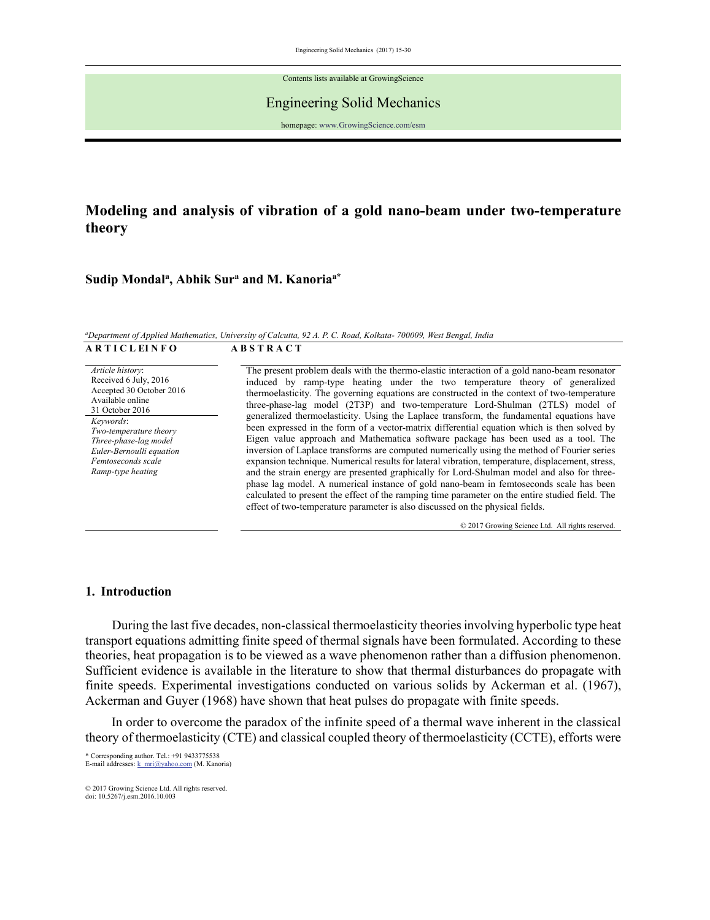Contents lists available at GrowingScience

Engineering Solid Mechanics

homepage: www.GrowingScience.com/esm

# Modeling and analysis of vibration of a gold nano-beam under two-temperature theory

**Sudip Mondal[a], Abhik Sur[a] and M. Kanoria[a*]**

[a]*Department of Applied Mathematics, University of Calcutta, 92 A. P. C. Road, Kolkata- 700009, West Bengal, India*

**A R T I C L E I N F O**

*Article history*:
Received 6 July, 2016
Accepted 30 October 2016
Available online
31 October 2016

*Keywords*:
*Two-temperature theory*
*Three-phase-lag model*
*Euler-Bernoulli equation*
*Femtoseconds scale*
*Ramp-type heating*

**A B S T R A C T**

The present problem deals with the thermo-elastic interaction of a gold nano-beam resonator induced by ramp-type heating under the two temperature theory of generalized thermoelasticity. The governing equations are constructed in the context of two-temperature three-phase-lag model (2T3P) and two-temperature Lord-Shulman (2TLS) model of generalized thermoelasticity. Using the Laplace transform, the fundamental equations have been expressed in the form of a vector-matrix differential equation which is then solved by Eigen value approach and Mathematica software package has been used as a tool. The inversion of Laplace transforms are computed numerically using the method of Fourier series expansion technique. Numerical results for lateral vibration, temperature, displacement, stress, and the strain energy are presented graphically for Lord-Shulman model and also for three-phase lag model. A numerical instance of gold nano-beam in femtoseconds scale has been calculated to present the effect of the ramping time parameter on the entire studied field. The effect of two-temperature parameter is also discussed on the physical fields.

© 2017 Growing Science Ltd. All rights reserved.

## 1. Introduction

During the last five decades, non-classical thermoelasticity theories involving hyperbolic type heat transport equations admitting finite speed of thermal signals have been formulated. According to these theories, heat propagation is to be viewed as a wave phenomenon rather than a diffusion phenomenon. Sufficient evidence is available in the literature to show that thermal disturbances do propagate with finite speeds. Experimental investigations conducted on various solids by Ackerman et al. (1967), Ackerman and Guyer (1968) have shown that heat pulses do propagate with finite speeds.

In order to overcome the paradox of the infinite speed of a thermal wave inherent in the classical theory of thermoelasticity (CTE) and classical coupled theory of thermoelasticity (CCTE), efforts were

\* Corresponding author. Tel.: +91 9433775538
E-mail addresses: k_mri@yahoo.com (M. Kanoria)

© 2017 Growing Science Ltd. All rights reserved.
doi: 10.5267/j.esm.2016.10.003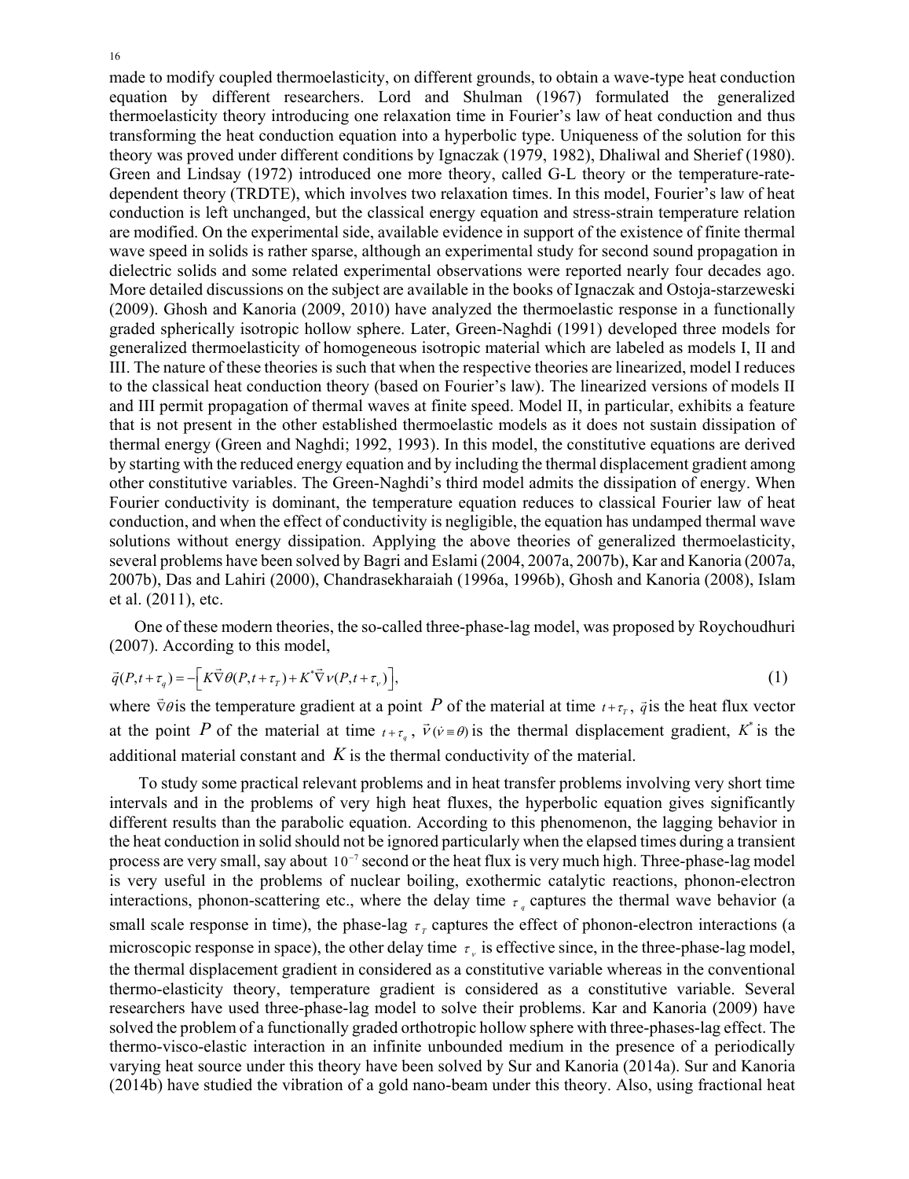made to modify coupled thermoelasticity, on different grounds, to obtain a wave-type heat conduction equation by different researchers. Lord and Shulman (1967) formulated the generalized thermoelasticity theory introducing one relaxation time in Fourier's law of heat conduction and thus transforming the heat conduction equation into a hyperbolic type. Uniqueness of the solution for this theory was proved under different conditions by Ignaczak (1979, 1982), Dhaliwal and Sherief (1980). Green and Lindsay (1972) introduced one more theory, called G-L theory or the temperature-rate-dependent theory (TRDTE), which involves two relaxation times. In this model, Fourier's law of heat conduction is left unchanged, but the classical energy equation and stress-strain temperature relation are modified. On the experimental side, available evidence in support of the existence of finite thermal wave speed in solids is rather sparse, although an experimental study for second sound propagation in dielectric solids and some related experimental observations were reported nearly four decades ago. More detailed discussions on the subject are available in the books of Ignaczak and Ostoja-starzeweski (2009). Ghosh and Kanoria (2009, 2010) have analyzed the thermoelastic response in a functionally graded spherically isotropic hollow sphere. Later, Green-Naghdi (1991) developed three models for generalized thermoelasticity of homogeneous isotropic material which are labeled as models I, II and III. The nature of these theories is such that when the respective theories are linearized, model I reduces to the classical heat conduction theory (based on Fourier's law). The linearized versions of models II and III permit propagation of thermal waves at finite speed. Model II, in particular, exhibits a feature that is not present in the other established thermoelastic models as it does not sustain dissipation of thermal energy (Green and Naghdi; 1992, 1993). In this model, the constitutive equations are derived by starting with the reduced energy equation and by including the thermal displacement gradient among other constitutive variables. The Green-Naghdi's third model admits the dissipation of energy. When Fourier conductivity is dominant, the temperature equation reduces to classical Fourier law of heat conduction, and when the effect of conductivity is negligible, the equation has undamped thermal wave solutions without energy dissipation. Applying the above theories of generalized thermoelasticity, several problems have been solved by Bagri and Eslami (2004, 2007a, 2007b), Kar and Kanoria (2007a, 2007b), Das and Lahiri (2000), Chandrasekharaiah (1996a, 1996b), Ghosh and Kanoria (2008), Islam et al. (2011), etc.

One of these modern theories, the so-called three-phase-lag model, was proposed by Roychoudhuri (2007). According to this model,

$$\vec{q}(P,t+\tau_q) = -\left[K\vec{\nabla}\theta(P,t+\tau_T) + K^*\vec{\nabla}\nu(P,t+\tau_\nu)\right], \tag{1}$$

where $\vec{\nabla}\theta$ is the temperature gradient at a point $P$ of the material at time $t+\tau_T$, $\vec{q}$ is the heat flux vector at the point $P$ of the material at time $t+\tau_q$, $\vec{\nu}\,(\dot{\nu}\equiv\theta)$ is the thermal displacement gradient, $K^*$ is the additional material constant and $K$ is the thermal conductivity of the material.

To study some practical relevant problems and in heat transfer problems involving very short time intervals and in the problems of very high heat fluxes, the hyperbolic equation gives significantly different results than the parabolic equation. According to this phenomenon, the lagging behavior in the heat conduction in solid should not be ignored particularly when the elapsed times during a transient process are very small, say about $10^{-7}$ second or the heat flux is very much high. Three-phase-lag model is very useful in the problems of nuclear boiling, exothermic catalytic reactions, phonon-electron interactions, phonon-scattering etc., where the delay time $\tau_q$ captures the thermal wave behavior (a small scale response in time), the phase-lag $\tau_T$ captures the effect of phonon-electron interactions (a microscopic response in space), the other delay time $\tau_\nu$ is effective since, in the three-phase-lag model, the thermal displacement gradient in considered as a constitutive variable whereas in the conventional thermo-elasticity theory, temperature gradient is considered as a constitutive variable. Several researchers have used three-phase-lag model to solve their problems. Kar and Kanoria (2009) have solved the problem of a functionally graded orthotropic hollow sphere with three-phases-lag effect. The thermo-visco-elastic interaction in an infinite unbounded medium in the presence of a periodically varying heat source under this theory have been solved by Sur and Kanoria (2014a). Sur and Kanoria (2014b) have studied the vibration of a gold nano-beam under this theory. Also, using fractional heat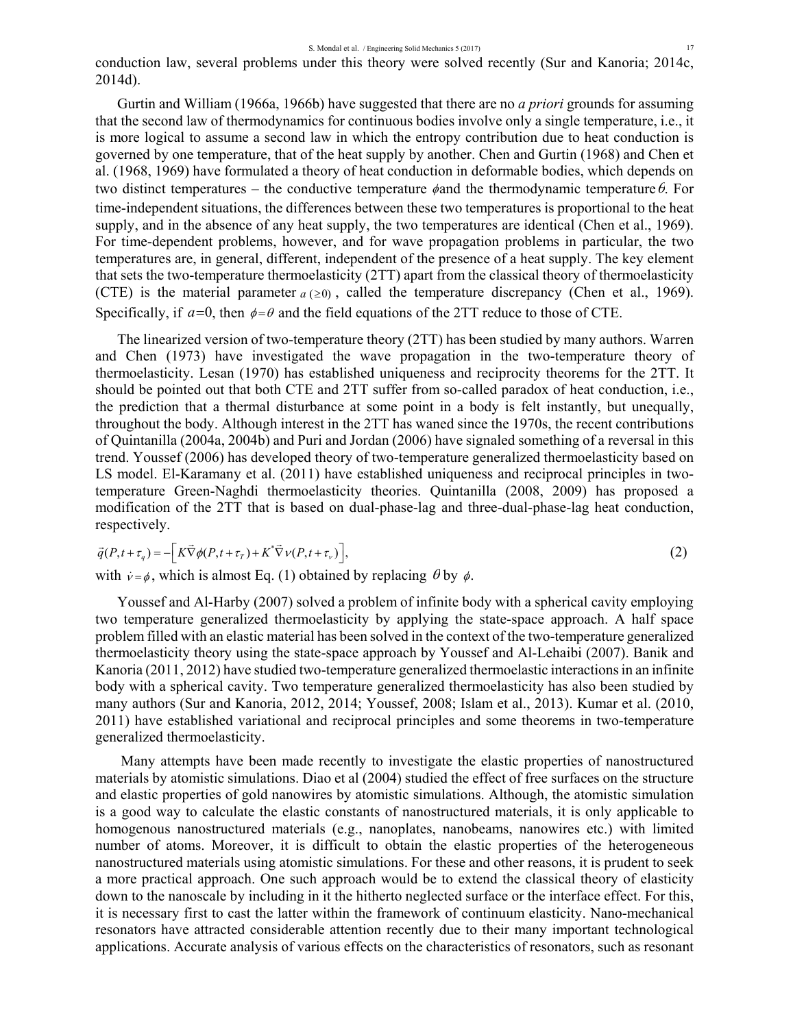conduction law, several problems under this theory were solved recently (Sur and Kanoria; 2014c, 2014d).

Gurtin and William (1966a, 1966b) have suggested that there are no *a priori* grounds for assuming that the second law of thermodynamics for continuous bodies involve only a single temperature, i.e., it is more logical to assume a second law in which the entropy contribution due to heat conduction is governed by one temperature, that of the heat supply by another. Chen and Gurtin (1968) and Chen et al. (1968, 1969) have formulated a theory of heat conduction in deformable bodies, which depends on two distinct temperatures – the conductive temperature $\phi$ and the thermodynamic temperature $\theta$. For time-independent situations, the differences between these two temperatures is proportional to the heat supply, and in the absence of any heat supply, the two temperatures are identical (Chen et al., 1969). For time-dependent problems, however, and for wave propagation problems in particular, the two temperatures are, in general, different, independent of the presence of a heat supply. The key element that sets the two-temperature thermoelasticity (2TT) apart from the classical theory of thermoelasticity (CTE) is the material parameter $a\,(\geq 0)$ , called the temperature discrepancy (Chen et al., 1969). Specifically, if $a=0$, then $\phi=\theta$ and the field equations of the 2TT reduce to those of CTE.

The linearized version of two-temperature theory (2TT) has been studied by many authors. Warren and Chen (1973) have investigated the wave propagation in the two-temperature theory of thermoelasticity. Lesan (1970) has established uniqueness and reciprocity theorems for the 2TT. It should be pointed out that both CTE and 2TT suffer from so-called paradox of heat conduction, i.e., the prediction that a thermal disturbance at some point in a body is felt instantly, but unequally, throughout the body. Although interest in the 2TT has waned since the 1970s, the recent contributions of Quintanilla (2004a, 2004b) and Puri and Jordan (2006) have signaled something of a reversal in this trend. Youssef (2006) has developed theory of two-temperature generalized thermoelasticity based on LS model. El-Karamany et al. (2011) have established uniqueness and reciprocal principles in two-temperature Green-Naghdi thermoelasticity theories. Quintanilla (2008, 2009) has proposed a modification of the 2TT that is based on dual-phase-lag and three-dual-phase-lag heat conduction, respectively.

$$\vec{q}(P,t+\tau_q)=-\left[K\vec{\nabla}\phi(P,t+\tau_T)+K^{*}\vec{\nabla}\nu(P,t+\tau_\nu)\right], \tag{2}$$

with $\dot{\nu}=\phi$, which is almost Eq. (1) obtained by replacing $\theta$ by $\phi$.

Youssef and Al-Harby (2007) solved a problem of infinite body with a spherical cavity employing two temperature generalized thermoelasticity by applying the state-space approach. A half space problem filled with an elastic material has been solved in the context of the two-temperature generalized thermoelasticity theory using the state-space approach by Youssef and Al-Lehaibi (2007). Banik and Kanoria (2011, 2012) have studied two-temperature generalized thermoelastic interactions in an infinite body with a spherical cavity. Two temperature generalized thermoelasticity has also been studied by many authors (Sur and Kanoria, 2012, 2014; Youssef, 2008; Islam et al., 2013). Kumar et al. (2010, 2011) have established variational and reciprocal principles and some theorems in two-temperature generalized thermoelasticity.

Many attempts have been made recently to investigate the elastic properties of nanostructured materials by atomistic simulations. Diao et al (2004) studied the effect of free surfaces on the structure and elastic properties of gold nanowires by atomistic simulations. Although, the atomistic simulation is a good way to calculate the elastic constants of nanostructured materials, it is only applicable to homogenous nanostructured materials (e.g., nanoplates, nanobeams, nanowires etc.) with limited number of atoms. Moreover, it is difficult to obtain the elastic properties of the heterogeneous nanostructured materials using atomistic simulations. For these and other reasons, it is prudent to seek a more practical approach. One such approach would be to extend the classical theory of elasticity down to the nanoscale by including in it the hitherto neglected surface or the interface effect. For this, it is necessary first to cast the latter within the framework of continuum elasticity. Nano-mechanical resonators have attracted considerable attention recently due to their many important technological applications. Accurate analysis of various effects on the characteristics of resonators, such as resonant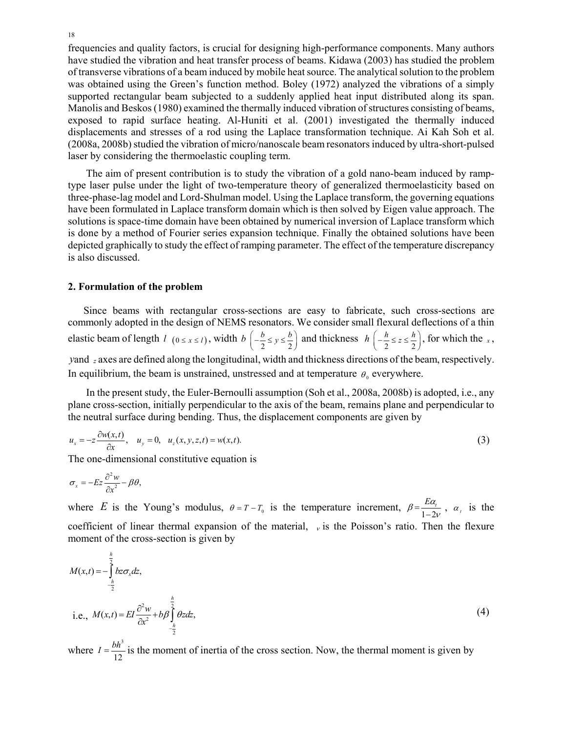frequencies and quality factors, is crucial for designing high-performance components. Many authors have studied the vibration and heat transfer process of beams. Kidawa (2003) has studied the problem of transverse vibrations of a beam induced by mobile heat source. The analytical solution to the problem was obtained using the Green's function method. Boley (1972) analyzed the vibrations of a simply supported rectangular beam subjected to a suddenly applied heat input distributed along its span. Manolis and Beskos (1980) examined the thermally induced vibration of structures consisting of beams, exposed to rapid surface heating. Al-Huniti et al. (2001) investigated the thermally induced displacements and stresses of a rod using the Laplace transformation technique. Ai Kah Soh et al. (2008a, 2008b) studied the vibration of micro/nanoscale beam resonators induced by ultra-short-pulsed laser by considering the thermoelastic coupling term.

The aim of present contribution is to study the vibration of a gold nano-beam induced by ramp-type laser pulse under the light of two-temperature theory of generalized thermoelasticity based on three-phase-lag model and Lord-Shulman model. Using the Laplace transform, the governing equations have been formulated in Laplace transform domain which is then solved by Eigen value approach. The solutions is space-time domain have been obtained by numerical inversion of Laplace transform which is done by a method of Fourier series expansion technique. Finally the obtained solutions have been depicted graphically to study the effect of ramping parameter. The effect of the temperature discrepancy is also discussed.

## 2. Formulation of the problem

Since beams with rectangular cross-sections are easy to fabricate, such cross-sections are commonly adopted in the design of NEMS resonators. We consider small flexural deflections of a thin elastic beam of length $l$ $(0 \le x \le l)$, width $b$ $\left(-\frac{b}{2} \le y \le \frac{b}{2}\right)$ and thickness $h$ $\left(-\frac{h}{2} \le z \le \frac{h}{2}\right)$, for which the $x$, $y$ and $z$ axes are defined along the longitudinal, width and thickness directions of the beam, respectively. In equilibrium, the beam is unstrained, unstressed and at temperature $\theta_0$ everywhere.

In the present study, the Euler-Bernoulli assumption (Soh et al., 2008a, 2008b) is adopted, i.e., any plane cross-section, initially perpendicular to the axis of the beam, remains plane and perpendicular to the neutral surface during bending. Thus, the displacement components are given by

$$u_x = -z\frac{\partial w(x,t)}{\partial x}, \quad u_y = 0, \quad u_z(x,y,z,t) = w(x,t). \tag{3}$$

The one-dimensional constitutive equation is

$$\sigma_x = -Ez\frac{\partial^2 w}{\partial x^2} - \beta\theta,$$

where $E$ is the Young's modulus, $\theta = T - T_0$ is the temperature increment, $\beta = \frac{E\alpha_t}{1-2\nu}$, $\alpha_t$ is the coefficient of linear thermal expansion of the material, $\nu$ is the Poisson's ratio. Then the flexure moment of the cross-section is given by

$$M(x,t) = -\int_{-\frac{h}{2}}^{\frac{h}{2}} bz\sigma_x dz,$$

i.e.,
$$M(x,t) = EI\frac{\partial^2 w}{\partial x^2} + b\beta\int_{-\frac{h}{2}}^{\frac{h}{2}} \theta z dz, \tag{4}$$

where $I = \frac{bh^3}{12}$ is the moment of inertia of the cross section. Now, the thermal moment is given by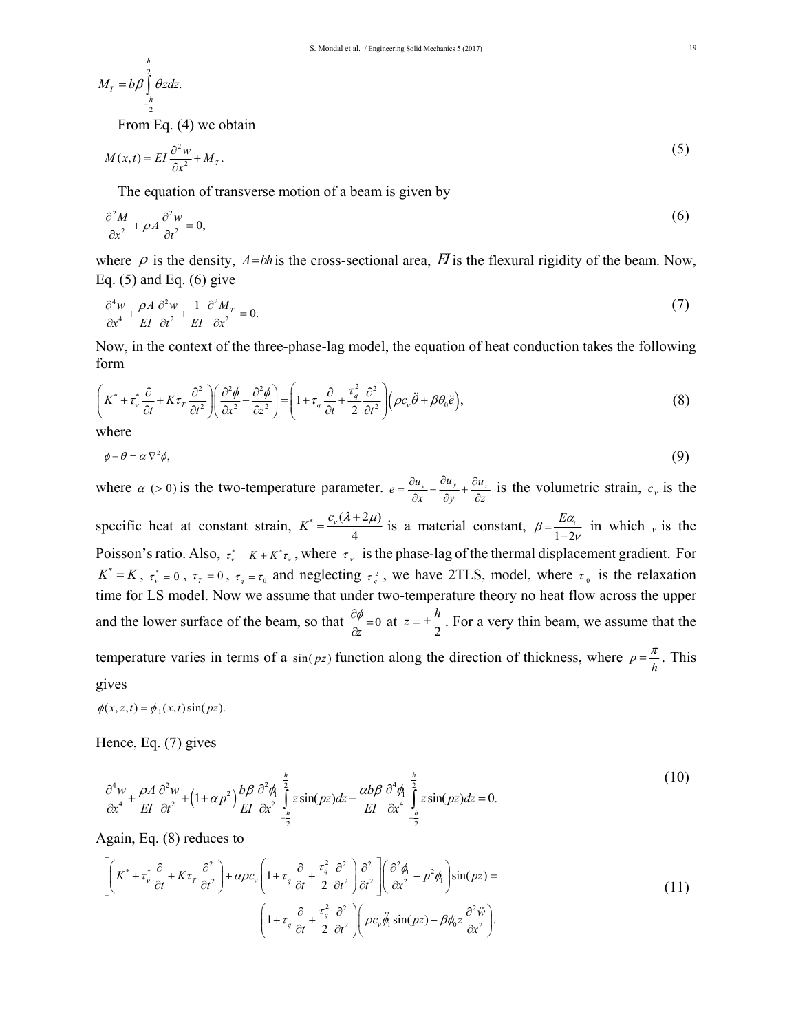$$M_T = b\beta \int_{-\frac{h}{2}}^{\frac{h}{2}} \theta z dz.$$

From Eq. (4) we obtain

$$M(x,t) = EI\frac{\partial^2 w}{\partial x^2} + M_T. \tag{5}$$

The equation of transverse motion of a beam is given by

$$\frac{\partial^2 M}{\partial x^2} + \rho A \frac{\partial^2 w}{\partial t^2} = 0, \tag{6}$$

where $\rho$ is the density, $A = bh$ is the cross-sectional area, $EI$ is the flexural rigidity of the beam. Now, Eq. (5) and Eq. (6) give

$$\frac{\partial^4 w}{\partial x^4} + \frac{\rho A}{EI}\frac{\partial^2 w}{\partial t^2} + \frac{1}{EI}\frac{\partial^2 M_T}{\partial x^2} = 0. \tag{7}$$

Now, in the context of the three-phase-lag model, the equation of heat conduction takes the following form

$$\left(K^* + \tau_v^* \frac{\partial}{\partial t} + K\tau_T \frac{\partial^2}{\partial t^2}\right)\left(\frac{\partial^2 \phi}{\partial x^2} + \frac{\partial^2 \phi}{\partial z^2}\right) = \left(1 + \tau_q \frac{\partial}{\partial t} + \frac{\tau_q^2}{2}\frac{\partial^2}{\partial t^2}\right)\left(\rho c_v \ddot{\theta} + \beta\theta_0 \ddot{e}\right), \tag{8}$$

where

$$\phi - \theta = \alpha \nabla^2 \phi, \tag{9}$$

where $\alpha$ $(> 0)$ is the two-temperature parameter. $e = \frac{\partial u_x}{\partial x} + \frac{\partial u_y}{\partial y} + \frac{\partial u_z}{\partial z}$ is the volumetric strain, $c_v$ is the specific heat at constant strain, $K^* = \frac{c_v(\lambda + 2\mu)}{4}$ is a material constant, $\beta = \frac{E\alpha_t}{1-2\nu}$ in which $\nu$ is the Poisson's ratio. Also, $\tau_v^* = K + K^*\tau_v$, where $\tau_v$ is the phase-lag of the thermal displacement gradient. For $K^* = K$, $\tau_v^* = 0$, $\tau_T = 0$, $\tau_q = \tau_0$ and neglecting $\tau_q^2$, we have 2TLS, model, where $\tau_0$ is the relaxation time for LS model. Now we assume that under two-temperature theory no heat flow across the upper and the lower surface of the beam, so that $\frac{\partial \phi}{\partial z} = 0$ at $z = \pm\frac{h}{2}$. For a very thin beam, we assume that the temperature varies in terms of a $\sin(pz)$ function along the direction of thickness, where $p = \frac{\pi}{h}$. This gives

$$\phi(x,z,t) = \phi_1(x,t)\sin(pz).$$

Hence, Eq. (7) gives

$$\frac{\partial^4 w}{\partial x^4} + \frac{\rho A}{EI}\frac{\partial^2 w}{\partial t^2} + \left(1 + \alpha p^2\right)\frac{b\beta}{EI}\frac{\partial^2 \phi_1}{\partial x^2}\int_{-\frac{h}{2}}^{\frac{h}{2}} z\sin(pz)dz - \frac{\alpha b\beta}{EI}\frac{\partial^4 \phi_1}{\partial x^4}\int_{-\frac{h}{2}}^{\frac{h}{2}} z\sin(pz)dz = 0. \tag{10}$$

Again, Eq. (8) reduces to

$$\left[\left(K^* + \tau_v^* \frac{\partial}{\partial t} + K\tau_T \frac{\partial^2}{\partial t^2}\right) + \alpha\rho c_v \left(1 + \tau_q \frac{\partial}{\partial t} + \frac{\tau_q^2}{2}\frac{\partial^2}{\partial t^2}\right)\frac{\partial^2}{\partial t^2}\right]\left(\frac{\partial^2 \phi_1}{\partial x^2} - p^2\phi_1\right)\sin(pz) = \left(1 + \tau_q \frac{\partial}{\partial t} + \frac{\tau_q^2}{2}\frac{\partial^2}{\partial t^2}\right)\left(\rho c_v \ddot{\phi}_1 \sin(pz) - \beta\phi_0 z \frac{\partial^2 \ddot{w}}{\partial x^2}\right). \tag{11}$$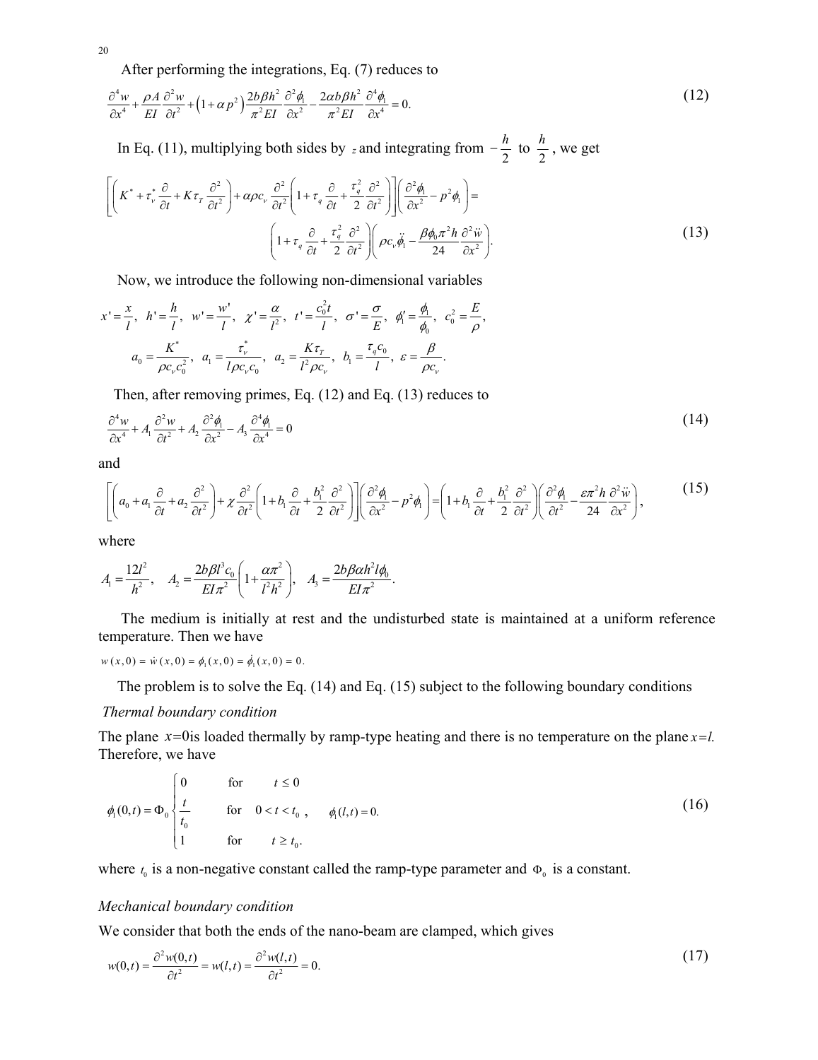After performing the integrations, Eq. (7) reduces to

$$\frac{\partial^4 w}{\partial x^4}+\frac{\rho A}{EI}\frac{\partial^2 w}{\partial t^2}+\left(1+\alpha p^2\right)\frac{2b\beta h^2}{\pi^2 EI}\frac{\partial^2 \phi_1}{\partial x^2}-\frac{2\alpha b\beta h^2}{\pi^2 EI}\frac{\partial^4 \phi_1}{\partial x^4}=0. \tag{12}$$

In Eq. (11), multiplying both sides by $z$ and integrating from $-\frac{h}{2}$ to $\frac{h}{2}$, we get

$$\left[\left(K^*+\tau_v^*\frac{\partial}{\partial t}+K\tau_T\frac{\partial^2}{\partial t^2}\right)+\alpha\rho c_v\frac{\partial^2}{\partial t^2}\left(1+\tau_q\frac{\partial}{\partial t}+\frac{\tau_q^2}{2}\frac{\partial^2}{\partial t^2}\right)\right]\left(\frac{\partial^2\phi_1}{\partial x^2}-p^2\phi_1\right)=$$
$$\left(1+\tau_q\frac{\partial}{\partial t}+\frac{\tau_q^2}{2}\frac{\partial^2}{\partial t^2}\right)\left(\rho c_v\ddot{\phi}_1-\frac{\beta\phi_0\pi^2 h}{24}\frac{\partial^2\ddot{w}}{\partial x^2}\right). \tag{13}$$

Now, we introduce the following non-dimensional variables

$$x'=\frac{x}{l},\ h'=\frac{h}{l},\ w'=\frac{w'}{l},\ \chi'=\frac{\alpha}{l^2},\ t'=\frac{c_0^2 t}{l},\ \sigma'=\frac{\sigma}{E},\ \phi_1'=\frac{\phi_1}{\phi_0},\ c_0^2=\frac{E}{\rho},$$
$$a_0=\frac{K^*}{\rho c_v c_0^2},\ a_1=\frac{\tau_v^*}{l\rho c_v c_0},\ a_2=\frac{K\tau_T}{l^2\rho c_v},\ b_1=\frac{\tau_q c_0}{l},\ \varepsilon=\frac{\beta}{\rho c_v}.$$

Then, after removing primes, Eq. (12) and Eq. (13) reduces to

$$\frac{\partial^4 w}{\partial x^4}+A_1\frac{\partial^2 w}{\partial t^2}+A_2\frac{\partial^2\phi_1}{\partial x^2}-A_3\frac{\partial^4\phi_1}{\partial x^4}=0 \tag{14}$$

and

$$\left[\left(a_0+a_1\frac{\partial}{\partial t}+a_2\frac{\partial^2}{\partial t^2}\right)+\chi\frac{\partial^2}{\partial t^2}\left(1+b_1\frac{\partial}{\partial t}+\frac{b_1^2}{2}\frac{\partial^2}{\partial t^2}\right)\right]\left(\frac{\partial^2\phi_1}{\partial x^2}-p^2\phi_1\right)=\left(1+b_1\frac{\partial}{\partial t}+\frac{b_1^2}{2}\frac{\partial^2}{\partial t^2}\right)\left(\frac{\partial^2\phi_1}{\partial t^2}-\frac{\varepsilon\pi^2 h}{24}\frac{\partial^2\ddot{w}}{\partial x^2}\right), \tag{15}$$

where

$$A_1=\frac{12l^2}{h^2},\quad A_2=\frac{2b\beta l^3 c_0}{EI\pi^2}\left(1+\frac{\alpha\pi^2}{l^2h^2}\right),\quad A_3=\frac{2b\beta\alpha h^2 l\phi_0}{EI\pi^2}.$$

The medium is initially at rest and the undisturbed state is maintained at a uniform reference temperature. Then we have

$w(x,0)=\dot{w}(x,0)=\phi_1(x,0)=\dot{\phi}_1(x,0)=0.$

The problem is to solve the Eq. (14) and Eq. (15) subject to the following boundary conditions

*Thermal boundary condition*

The plane $x=0$is loaded thermally by ramp-type heating and there is no temperature on the plane $x=l$. Therefore, we have

$$\phi_1(0,t)=\Phi_0\begin{cases}0 & \text{for} \quad t\le 0\\ \dfrac{t}{t_0} & \text{for} \quad 0<t<t_0\\ 1 & \text{for} \quad t\ge t_0.\end{cases},\qquad \phi_1(l,t)=0. \tag{16}$$

where $t_0$ is a non-negative constant called the ramp-type parameter and $\Phi_0$ is a constant.

*Mechanical boundary condition*

We consider that both the ends of the nano-beam are clamped, which gives

$$w(0,t)=\frac{\partial^2 w(0,t)}{\partial t^2}=w(l,t)=\frac{\partial^2 w(l,t)}{\partial t^2}=0. \tag{17}$$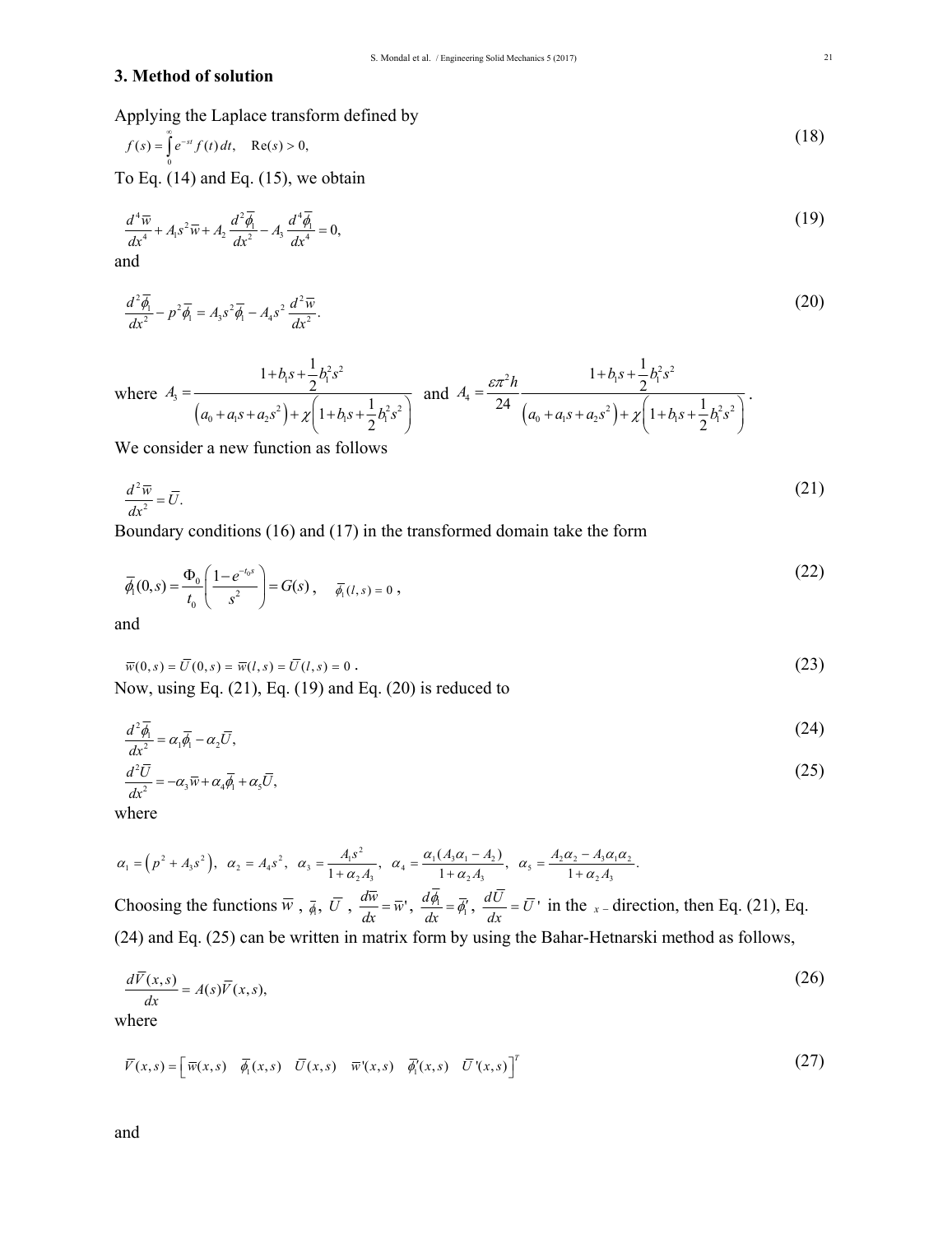## 3. Method of solution

Applying the Laplace transform defined by

$$f(s) = \int_0^\infty e^{-st} f(t)\,dt, \quad \mathrm{Re}(s) > 0, \tag{18}$$

To Eq. (14) and Eq. (15), we obtain

$$\frac{d^4\overline{w}}{dx^4} + A_1 s^2 \overline{w} + A_2 \frac{d^2\overline{\phi}_1}{dx^2} - A_3 \frac{d^4\overline{\phi}_1}{dx^4} = 0, \tag{19}$$

and

$$\frac{d^2\overline{\phi}_1}{dx^2} - p^2\overline{\phi}_1 = A_3 s^2 \overline{\phi}_1 - A_4 s^2 \frac{d^2\overline{w}}{dx^2}. \tag{20}$$

where $A_3 = \dfrac{1 + b_1 s + \frac{1}{2} b_1^2 s^2}{\left(a_0 + a_1 s + a_2 s^2\right) + \chi\left(1 + b_1 s + \frac{1}{2} b_1^2 s^2\right)}$ and $A_4 = \dfrac{\varepsilon \pi^2 h}{24} \dfrac{1 + b_1 s + \frac{1}{2} b_1^2 s^2}{\left(a_0 + a_1 s + a_2 s^2\right) + \chi\left(1 + b_1 s + \frac{1}{2} b_1^2 s^2\right)}$.

We consider a new function as follows

$$\frac{d^2\overline{w}}{dx^2} = \overline{U}. \tag{21}$$

Boundary conditions (16) and (17) in the transformed domain take the form

$$\overline{\phi}_1(0,s) = \frac{\Phi_0}{t_0}\left(\frac{1 - e^{-t_0 s}}{s^2}\right) = G(s), \quad \overline{\phi}_1(l,s) = 0, \tag{22}$$

and

$$\overline{w}(0,s) = \overline{U}(0,s) = \overline{w}(l,s) = \overline{U}(l,s) = 0. \tag{23}$$

Now, using Eq. (21), Eq. (19) and Eq. (20) is reduced to

$$\frac{d^2\overline{\phi}_1}{dx^2} = \alpha_1 \overline{\phi}_1 - \alpha_2 \overline{U}, \tag{24}$$

$$\frac{d^2\overline{U}}{dx^2} = -\alpha_3 \overline{w} + \alpha_4 \overline{\phi}_1 + \alpha_5 \overline{U}, \tag{25}$$

where

$$\alpha_1 = \left(p^2 + A_3 s^2\right), \quad \alpha_2 = A_4 s^2, \quad \alpha_3 = \frac{A_1 s^2}{1 + \alpha_2 A_3}, \quad \alpha_4 = \frac{\alpha_1 (A_3 \alpha_1 - A_2)}{1 + \alpha_2 A_3}, \quad \alpha_5 = \frac{A_2 \alpha_2 - A_3 \alpha_1 \alpha_2}{1 + \alpha_2 A_3}.$$

Choosing the functions $\overline{w}$, $\overline{\phi}_1$, $\overline{U}$, $\dfrac{d\overline{w}}{dx} = \overline{w}'$, $\dfrac{d\overline{\phi}_1}{dx} = \overline{\phi}_1'$, $\dfrac{d\overline{U}}{dx} = \overline{U}'$ in the $x-$direction, then Eq. (21), Eq. (24) and Eq. (25) can be written in matrix form by using the Bahar-Hetnarski method as follows,

$$\frac{d\overline{V}(x,s)}{dx} = A(s)\overline{V}(x,s), \tag{26}$$

where

$$\overline{V}(x,s) = \left[\overline{w}(x,s) \quad \overline{\phi}_1(x,s) \quad \overline{U}(x,s) \quad \overline{w}'(x,s) \quad \overline{\phi}_1'(x,s) \quad \overline{U}'(x,s)\right]^T \tag{27}$$

and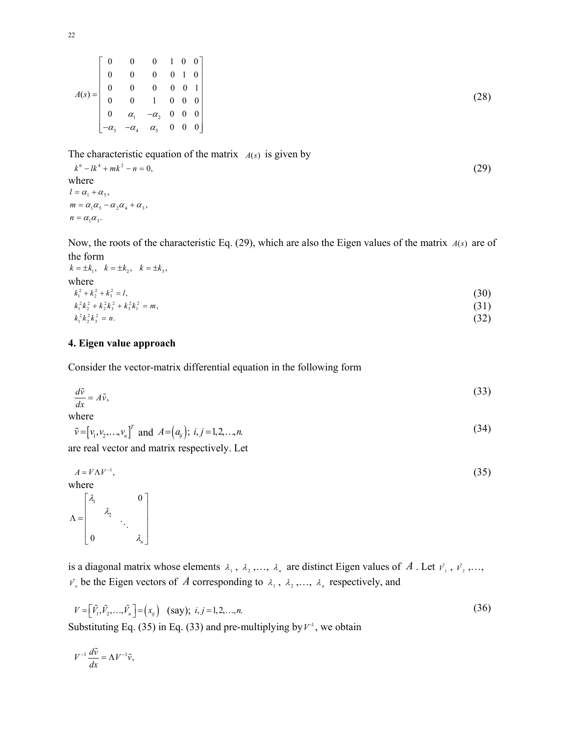$$
A(s) = \begin{bmatrix} 0 & 0 & 0 & 1 & 0 & 0 \\ 0 & 0 & 0 & 0 & 1 & 0 \\ 0 & 0 & 0 & 0 & 0 & 1 \\ 0 & 0 & 1 & 0 & 0 & 0 \\ 0 & \alpha_1 & -\alpha_2 & 0 & 0 & 0 \\ -\alpha_3 & -\alpha_4 & \alpha_5 & 0 & 0 & 0 \end{bmatrix} \tag{28}
$$

The characteristic equation of the matrix $A(s)$ is given by

$$
k^6 - lk^4 + mk^2 - n = 0, \tag{29}
$$

where

$$
l = \alpha_1 + \alpha_5,
$$

$$
m = \alpha_1\alpha_5 - \alpha_2\alpha_4 + \alpha_3,
$$

$$
n = \alpha_1\alpha_3.
$$

Now, the roots of the characteristic Eq. (29), which are also the Eigen values of the matrix $A(s)$ are of the form

$$
k = \pm k_1, \quad k = \pm k_2, \quad k = \pm k_3,
$$

where

$$
k_1^2 + k_2^2 + k_3^2 = l, \tag{30}
$$

$$
k_1^2 k_2^2 + k_2^2 k_3^2 + k_3^2 k_1^2 = m, \tag{31}
$$

$$
k_1^2 k_2^2 k_3^2 = n. \tag{32}
$$

## 4. Eigen value approach

Consider the vector-matrix differential equation in the following form

$$
\frac{d\tilde{v}}{dx} = A\tilde{v}, \tag{33}
$$

where

$$
\tilde{v} = \left[v_1, v_2, \ldots, v_n\right]^T \text{ and } A = \left(a_{ij}\right);\ i, j = 1, 2, \ldots, n. \tag{34}
$$

are real vector and matrix respectively. Let

$$
A = V\Lambda V^{-1}, \tag{35}
$$

where

$$
\Lambda = \begin{bmatrix} \lambda_1 & & & 0 \\ & \lambda_2 & & \\ & & \ddots & \\ 0 & & & \lambda_n \end{bmatrix}
$$

is a diagonal matrix whose elements $\lambda_1$, $\lambda_2$,..., $\lambda_n$ are distinct Eigen values of $A$. Let $\tilde{V}_1$, $\tilde{V}_2$,..., $\tilde{V}_n$ be the Eigen vectors of $A$ corresponding to $\lambda_1$, $\lambda_2$,..., $\lambda_n$ respectively, and

$$
V = \left[\tilde{V}_1, \tilde{V}_2, \ldots, \tilde{V}_n\right] = \left(x_{ij}\right) \text{ (say)};\ i, j = 1, 2, \ldots, n. \tag{36}
$$

Substituting Eq. (35) in Eq. (33) and pre-multiplying by $V^{-1}$, we obtain

$$
V^{-1}\frac{d\tilde{v}}{dx} = \Lambda V^{-1}\tilde{v},
$$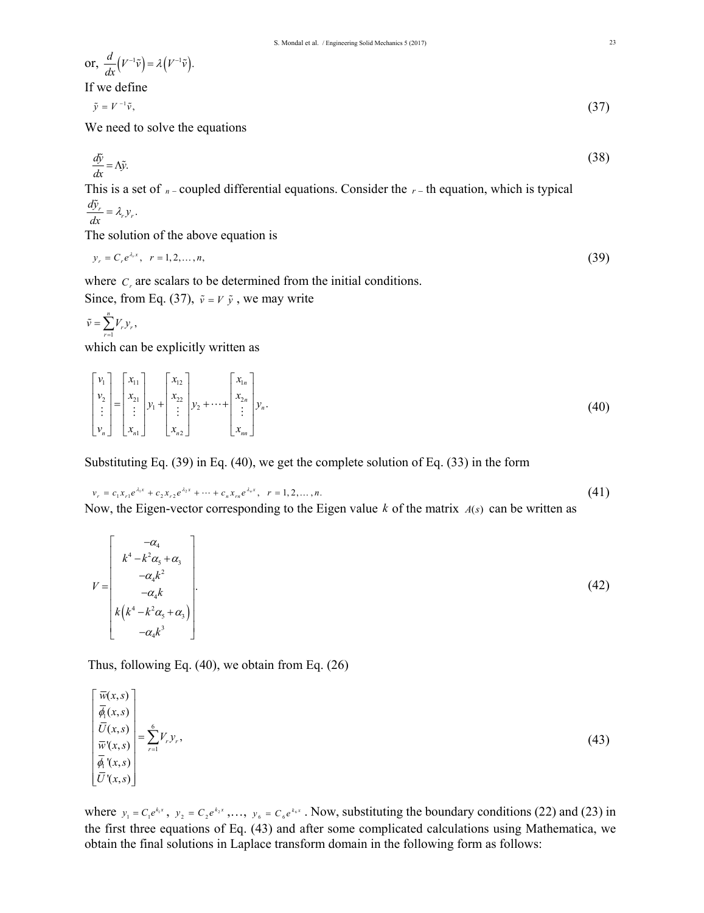or, $\frac{d}{dx}\left(V^{-1}\tilde{v}\right) = \lambda\left(V^{-1}\tilde{v}\right).$

If we define

$$\tilde{y} = V^{-1}\tilde{v}, \tag{37}$$

We need to solve the equations

$$\frac{d\tilde{y}}{dx} = \Lambda\tilde{y}. \tag{38}$$

This is a set of $n-$ coupled differential equations. Consider the $r-$ th equation, which is typical

$$\frac{d\tilde{y}_r}{dx} = \lambda_r y_r.$$

The solution of the above equation is

$$y_r = C_r e^{\lambda_r x}, \quad r = 1, 2, \ldots, n, \tag{39}$$

where $C_r$ are scalars to be determined from the initial conditions.

Since, from Eq. (37), $\tilde{v} = V\,\tilde{y}$, we may write

$$\tilde{v} = \sum_{r=1}^{n} V_r y_r,$$

which can be explicitly written as

$$\begin{bmatrix} v_1 \\ v_2 \\ \vdots \\ v_n \end{bmatrix} = \begin{bmatrix} x_{11} \\ x_{21} \\ \vdots \\ x_{n1} \end{bmatrix} y_1 + \begin{bmatrix} x_{12} \\ x_{22} \\ \vdots \\ x_{n2} \end{bmatrix} y_2 + \cdots + \begin{bmatrix} x_{1n} \\ x_{2n} \\ \vdots \\ x_{nn} \end{bmatrix} y_n. \tag{40}$$

Substituting Eq. (39) in Eq. (40), we get the complete solution of Eq. (33) in the form

$$v_r = c_1 x_{r1} e^{\lambda_1 x} + c_2 x_{r2} e^{\lambda_2 x} + \cdots + c_n x_{rn} e^{\lambda_n x}, \quad r = 1, 2, \ldots, n. \tag{41}$$

Now, the Eigen-vector corresponding to the Eigen value $k$ of the matrix $A(s)$ can be written as

$$V = \begin{bmatrix} -\alpha_4 \\ k^4 - k^2\alpha_5 + \alpha_3 \\ -\alpha_4 k^2 \\ -\alpha_4 k \\ k\left(k^4 - k^2\alpha_5 + \alpha_3\right) \\ -\alpha_4 k^3 \end{bmatrix}. \tag{42}$$

Thus, following Eq. (40), we obtain from Eq. (26)

$$\begin{bmatrix} \overline{w}(x,s) \\ \overline{\phi}_1(x,s) \\ \overline{U}(x,s) \\ \overline{w}'(x,s) \\ \overline{\phi}_1{}'(x,s) \\ \overline{U}'(x,s) \end{bmatrix} = \sum_{r=1}^{6} V_r y_r, \tag{43}$$

where $y_1 = C_1 e^{k_1 x}$, $y_2 = C_2 e^{k_2 x}$,…, $y_6 = C_6 e^{k_6 x}$. Now, substituting the boundary conditions (22) and (23) in the first three equations of Eq. (43) and after some complicated calculations using Mathematica, we obtain the final solutions in Laplace transform domain in the following form as follows: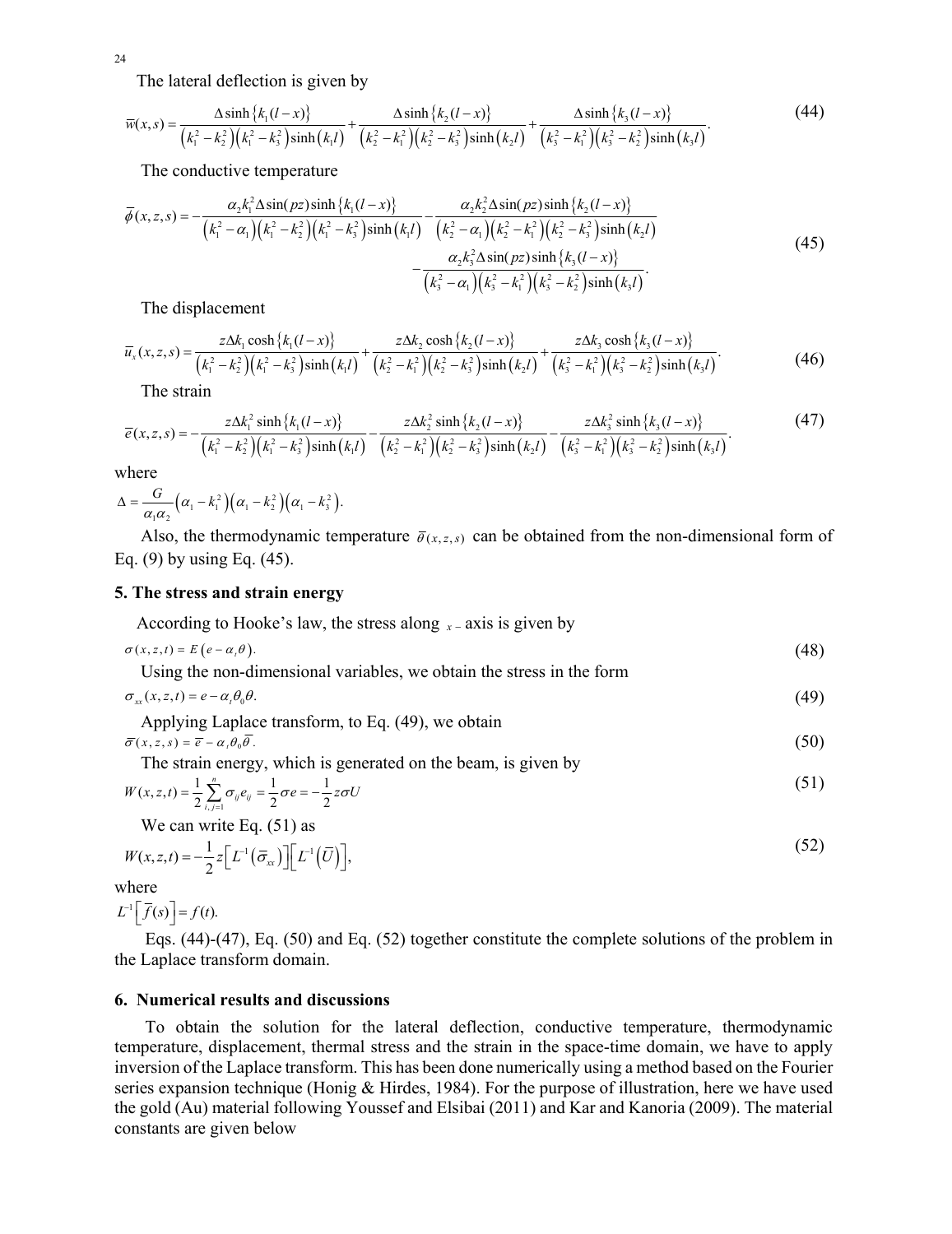The lateral deflection is given by

$$\overline{w}(x,s)=\frac{\Delta\sinh\left\{k_1(l-x)\right\}}{\left(k_1^2-k_2^2\right)\left(k_1^2-k_3^2\right)\sinh\left(k_1 l\right)}+\frac{\Delta\sinh\left\{k_2(l-x)\right\}}{\left(k_2^2-k_1^2\right)\left(k_2^2-k_3^2\right)\sinh\left(k_2 l\right)}+\frac{\Delta\sinh\left\{k_3(l-x)\right\}}{\left(k_3^2-k_1^2\right)\left(k_3^2-k_2^2\right)\sinh\left(k_3 l\right)}. \tag{44}$$

The conductive temperature

$$\begin{aligned}\overline{\phi}(x,z,s)=&-\frac{\alpha_2 k_1^2\Delta\sin(pz)\sinh\left\{k_1(l-x)\right\}}{\left(k_1^2-\alpha_1\right)\left(k_1^2-k_2^2\right)\left(k_1^2-k_3^2\right)\sinh\left(k_1 l\right)}-\frac{\alpha_2 k_2^2\Delta\sin(pz)\sinh\left\{k_2(l-x)\right\}}{\left(k_2^2-\alpha_1\right)\left(k_2^2-k_1^2\right)\left(k_2^2-k_3^2\right)\sinh\left(k_2 l\right)}\\&-\frac{\alpha_2 k_3^2\Delta\sin(pz)\sinh\left\{k_3(l-x)\right\}}{\left(k_3^2-\alpha_1\right)\left(k_3^2-k_1^2\right)\left(k_3^2-k_2^2\right)\sinh\left(k_3 l\right)}.\end{aligned} \tag{45}$$

The displacement

$$\overline{u}_x(x,z,s)=\frac{z\Delta k_1\cosh\left\{k_1(l-x)\right\}}{\left(k_1^2-k_2^2\right)\left(k_1^2-k_3^2\right)\sinh\left(k_1 l\right)}+\frac{z\Delta k_2\cosh\left\{k_2(l-x)\right\}}{\left(k_2^2-k_1^2\right)\left(k_2^2-k_3^2\right)\sinh\left(k_2 l\right)}+\frac{z\Delta k_3\cosh\left\{k_3(l-x)\right\}}{\left(k_3^2-k_1^2\right)\left(k_3^2-k_2^2\right)\sinh\left(k_3 l\right)}. \tag{46}$$

The strain

$$\overline{e}(x,z,s)=-\frac{z\Delta k_1^2\sinh\left\{k_1(l-x)\right\}}{\left(k_1^2-k_2^2\right)\left(k_1^2-k_3^2\right)\sinh\left(k_1 l\right)}-\frac{z\Delta k_2^2\sinh\left\{k_2(l-x)\right\}}{\left(k_2^2-k_1^2\right)\left(k_2^2-k_3^2\right)\sinh\left(k_2 l\right)}-\frac{z\Delta k_3^2\sinh\left\{k_3(l-x)\right\}}{\left(k_3^2-k_1^2\right)\left(k_3^2-k_2^2\right)\sinh\left(k_3 l\right)}. \tag{47}$$

where

$$\Delta=\frac{G}{\alpha_1\alpha_2}\left(\alpha_1-k_1^2\right)\left(\alpha_1-k_2^2\right)\left(\alpha_1-k_3^2\right).$$

Also, the thermodynamic temperature $\overline{\theta}(x,z,s)$ can be obtained from the non-dimensional form of Eq. (9) by using Eq. (45).

## 5. The stress and strain energy

According to Hooke's law, the stress along $x-$ axis is given by

$$\sigma(x,z,t)=E\left(e-\alpha_t\theta\right). \tag{48}$$

Using the non-dimensional variables, we obtain the stress in the form

$$\sigma_{xx}(x,z,t)=e-\alpha_t\theta_0\theta. \tag{49}$$

Applying Laplace transform, to Eq. (49), we obtain

$$\overline{\sigma}(x,z,s)=\overline{e}-\alpha_t\theta_0\overline{\theta}. \tag{50}$$

The strain energy, which is generated on the beam, is given by

$$W(x,z,t)=\frac{1}{2}\sum_{i,j=1}^{n}\sigma_{ij}e_{ij}=\frac{1}{2}\sigma e=-\frac{1}{2}z\sigma U \tag{51}$$

We can write Eq. (51) as

$$W(x,z,t)=-\frac{1}{2}z\left[L^{-1}\left(\overline{\sigma}_{xx}\right)\right]\left[L^{-1}\left(\overline{U}\right)\right], \tag{52}$$

where

$$L^{-1}\left[\overline{f}(s)\right]=f(t).$$

Eqs. (44)-(47), Eq. (50) and Eq. (52) together constitute the complete solutions of the problem in the Laplace transform domain.

## 6. Numerical results and discussions

To obtain the solution for the lateral deflection, conductive temperature, thermodynamic temperature, displacement, thermal stress and the strain in the space-time domain, we have to apply inversion of the Laplace transform. This has been done numerically using a method based on the Fourier series expansion technique (Honig & Hirdes, 1984). For the purpose of illustration, here we have used the gold (Au) material following Youssef and Elsibai (2011) and Kar and Kanoria (2009). The material constants are given below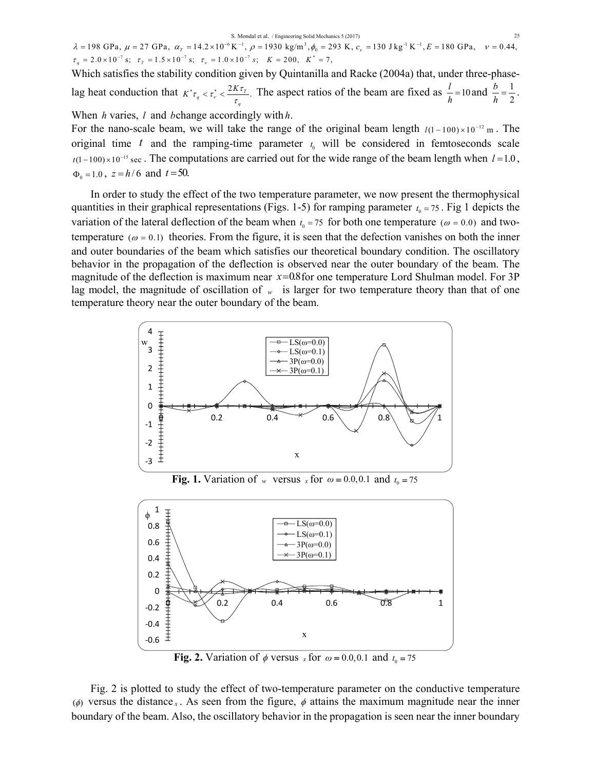$\lambda = 198$ GPa, $\mu = 27$ GPa, $\alpha_T = 14.2 \times 10^{-6}\,\text{K}^{-1}$, $\rho = 1930$ kg/m$^3$, $\phi_0 = 293$ K, $c_v = 130$ J kg$^{-1}$ K$^{-1}$, $E = 180$ GPa, $\nu = 0.44$, $\tau_q = 2.0 \times 10^{-7}$ s; $\tau_T = 1.5 \times 10^{-7}$ s; $\tau_v = 1.0 \times 10^{-7}$ s; $K = 200$, $K^* = 7$,

Which satisfies the stability condition given by Quintanilla and Racke (2004a) that, under three-phase-lag heat conduction that $K^* \tau_q < \tau_v^* < \dfrac{2K\tau_T}{\tau_q}$. The aspect ratios of the beam are fixed as $\dfrac{l}{h} = 10$ and $\dfrac{b}{h} = \dfrac{1}{2}$.

When $h$ varies, $l$ and $b$ change accordingly with $h$.

For the nano-scale beam, we will take the range of the original beam length $l(1-100)\times 10^{-12}$ m. The original time $t$ and the ramping-time parameter $t_0$ will be considered in femtoseconds scale $t(1-100)\times 10^{-15}$ sec. The computations are carried out for the wide range of the beam length when $l = 1.0$, $\Phi_0 = 1.0$, $z = h/6$ and $t = 50$.

In order to study the effect of the two temperature parameter, we now present the thermophysical quantities in their graphical representations (Figs. 1-5) for ramping parameter $t_0 = 75$. Fig 1 depicts the variation of the lateral deflection of the beam when $t_0 = 75$ for both one temperature $(\omega = 0.0)$ and two-temperature $(\omega = 0.1)$ theories. From the figure, it is seen that the defection vanishes on both the inner and outer boundaries of the beam which satisfies our theoretical boundary condition. The oscillatory behavior in the propagation of the deflection is observed near the outer boundary of the beam. The magnitude of the deflection is maximum near $x = 0.8$ for one temperature Lord Shulman model. For 3P lag model, the magnitude of oscillation of $w$ is larger for two temperature theory than that of one temperature theory near the outer boundary of the beam.

**Fig. 1.** Variation of $w$ versus $x$ for $\omega = 0.0, 0.1$ and $t_0 = 75$

**Fig. 2.** Variation of $\phi$ versus $x$ for $\omega = 0.0, 0.1$ and $t_0 = 75$

Fig. 2 is plotted to study the effect of two-temperature parameter on the conductive temperature $(\phi)$ versus the distance $x$. As seen from the figure, $\phi$ attains the maximum magnitude near the inner boundary of the beam. Also, the oscillatory behavior in the propagation is seen near the inner boundary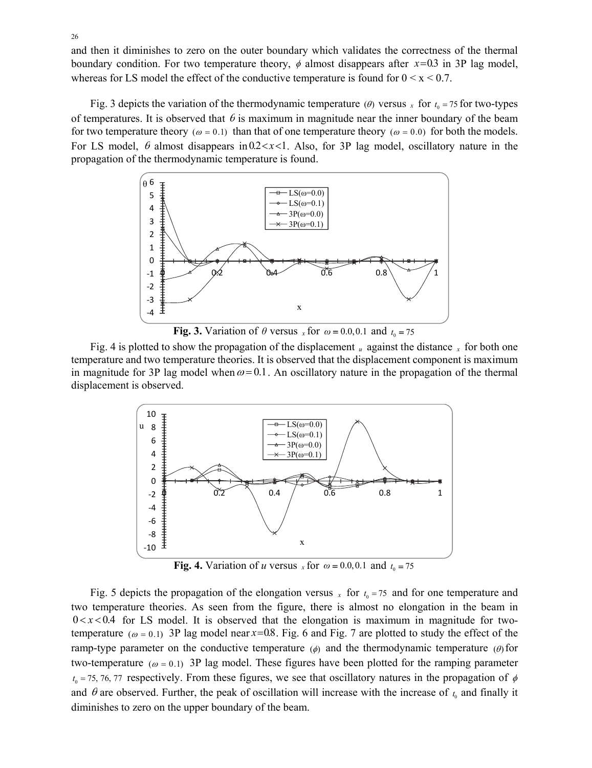and then it diminishes to zero on the outer boundary which validates the correctness of the thermal boundary condition. For two temperature theory, $\phi$ almost disappears after $x=0.3$ in 3P lag model, whereas for LS model the effect of the conductive temperature is found for $0 < x < 0.7$.

Fig. 3 depicts the variation of the thermodynamic temperature $(\theta)$ versus $x$ for $t_0 = 75$ for two-types of temperatures. It is observed that $\theta$ is maximum in magnitude near the inner boundary of the beam for two temperature theory $(\omega = 0.1)$ than that of one temperature theory $(\omega = 0.0)$ for both the models. For LS model, $\theta$ almost disappears in $0.2<x<1$. Also, for 3P lag model, oscillatory nature in the propagation of the thermodynamic temperature is found.

**Fig. 3.** Variation of $\theta$ versus $x$ for $\omega = 0.0, 0.1$ and $t_0 = 75$

Fig. 4 is plotted to show the propagation of the displacement $u$ against the distance $x$ for both one temperature and two temperature theories. It is observed that the displacement component is maximum in magnitude for 3P lag model when $\omega = 0.1$. An oscillatory nature in the propagation of the thermal displacement is observed.

**Fig. 4.** Variation of $u$ versus $x$ for $\omega = 0.0, 0.1$ and $t_0 = 75$

Fig. 5 depicts the propagation of the elongation versus $x$ for $t_0 = 75$ and for one temperature and two temperature theories. As seen from the figure, there is almost no elongation in the beam in $0 < x < 0.4$ for LS model. It is observed that the elongation is maximum in magnitude for two-temperature $(\omega = 0.1)$ 3P lag model near $x=0.8$. Fig. 6 and Fig. 7 are plotted to study the effect of the ramp-type parameter on the conductive temperature $(\phi)$ and the thermodynamic temperature $(\theta)$ for two-temperature $(\omega = 0.1)$ 3P lag model. These figures have been plotted for the ramping parameter $t_0 = 75, 76, 77$ respectively. From these figures, we see that oscillatory natures in the propagation of $\phi$ and $\theta$ are observed. Further, the peak of oscillation will increase with the increase of $t_0$ and finally it diminishes to zero on the upper boundary of the beam.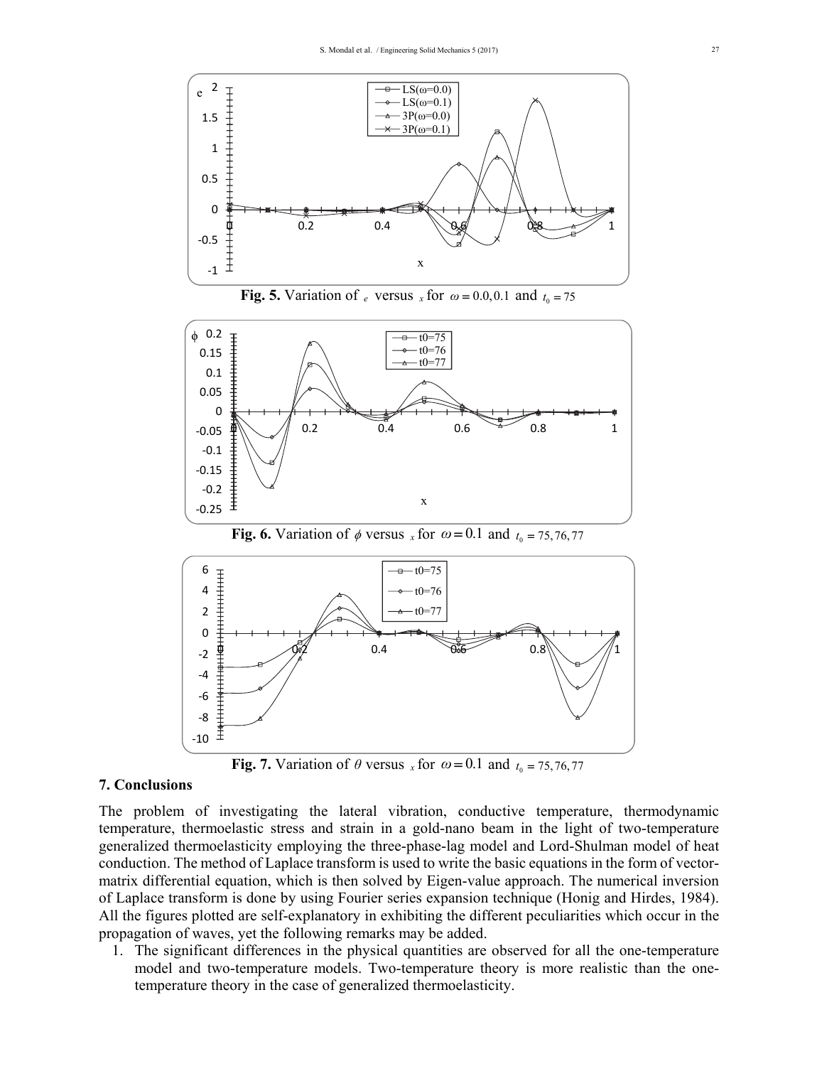Fig. 5. Variation of $e$ versus $x$ for $\omega = 0.0, 0.1$ and $t_0 = 75$

Fig. 6. Variation of $\phi$ versus $x$ for $\omega = 0.1$ and $t_0 = 75, 76, 77$

Fig. 7. Variation of $\theta$ versus $x$ for $\omega = 0.1$ and $t_0 = 75, 76, 77$

## 7. Conclusions

The problem of investigating the lateral vibration, conductive temperature, thermodynamic temperature, thermoelastic stress and strain in a gold-nano beam in the light of two-temperature generalized thermoelasticity employing the three-phase-lag model and Lord-Shulman model of heat conduction. The method of Laplace transform is used to write the basic equations in the form of vector-matrix differential equation, which is then solved by Eigen-value approach. The numerical inversion of Laplace transform is done by using Fourier series expansion technique (Honig and Hirdes, 1984). All the figures plotted are self-explanatory in exhibiting the different peculiarities which occur in the propagation of waves, yet the following remarks may be added.

1. The significant differences in the physical quantities are observed for all the one-temperature model and two-temperature models. Two-temperature theory is more realistic than the one-temperature theory in the case of generalized thermoelasticity.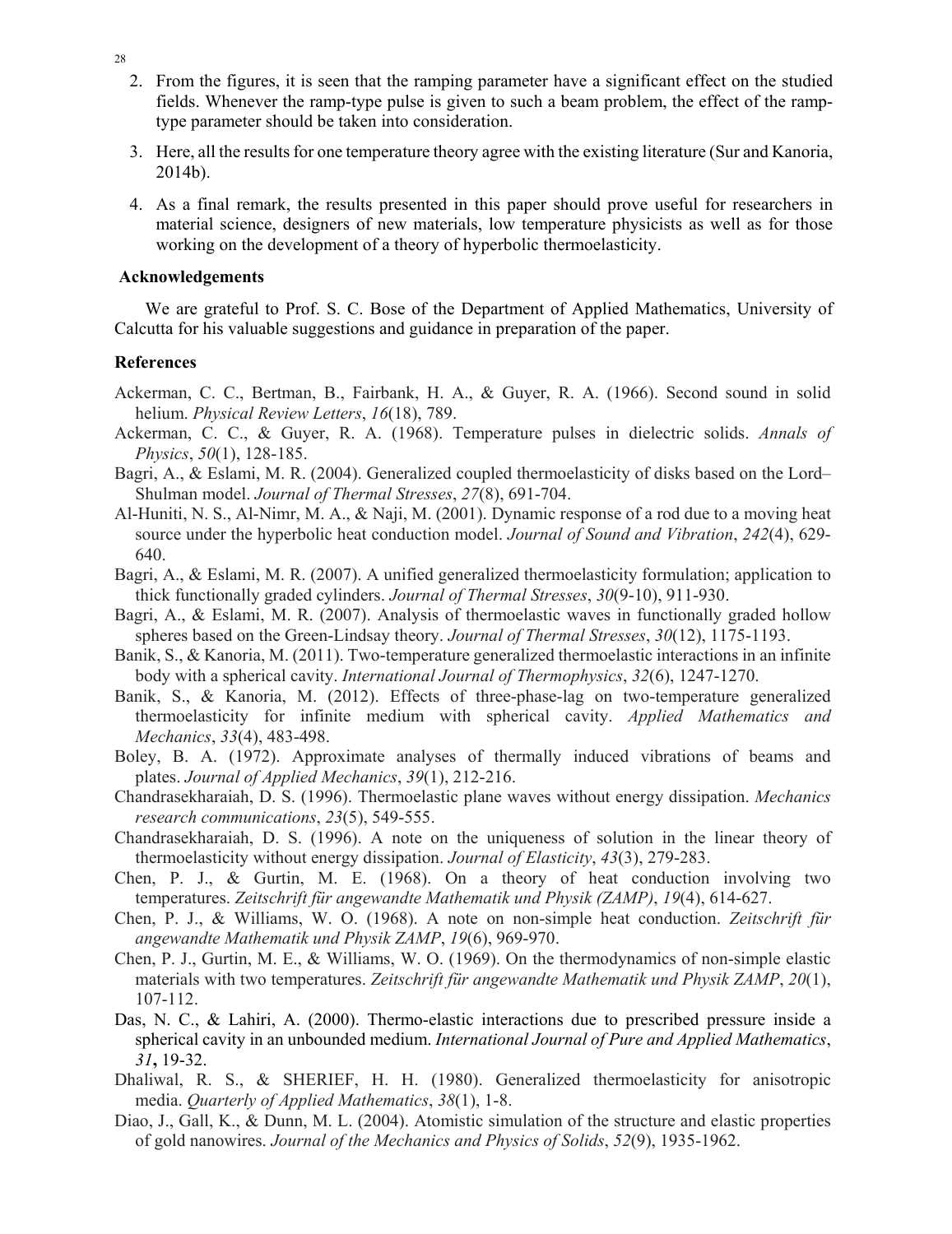2. From the figures, it is seen that the ramping parameter have a significant effect on the studied fields. Whenever the ramp-type pulse is given to such a beam problem, the effect of the ramp-type parameter should be taken into consideration.

3. Here, all the results for one temperature theory agree with the existing literature (Sur and Kanoria, 2014b).

4. As a final remark, the results presented in this paper should prove useful for researchers in material science, designers of new materials, low temperature physicists as well as for those working on the development of a theory of hyperbolic thermoelasticity.

## Acknowledgements

We are grateful to Prof. S. C. Bose of the Department of Applied Mathematics, University of Calcutta for his valuable suggestions and guidance in preparation of the paper.

## References

Ackerman, C. C., Bertman, B., Fairbank, H. A., & Guyer, R. A. (1966). Second sound in solid helium. *Physical Review Letters*, *16*(18), 789.

Ackerman, C. C., & Guyer, R. A. (1968). Temperature pulses in dielectric solids. *Annals of Physics*, *50*(1), 128-185.

Bagri, A., & Eslami, M. R. (2004). Generalized coupled thermoelasticity of disks based on the Lord–Shulman model. *Journal of Thermal Stresses*, *27*(8), 691-704.

Al-Huniti, N. S., Al-Nimr, M. A., & Naji, M. (2001). Dynamic response of a rod due to a moving heat source under the hyperbolic heat conduction model. *Journal of Sound and Vibration*, *242*(4), 629-640.

Bagri, A., & Eslami, M. R. (2007). A unified generalized thermoelasticity formulation; application to thick functionally graded cylinders. *Journal of Thermal Stresses*, *30*(9-10), 911-930.

Bagri, A., & Eslami, M. R. (2007). Analysis of thermoelastic waves in functionally graded hollow spheres based on the Green-Lindsay theory. *Journal of Thermal Stresses*, *30*(12), 1175-1193.

Banik, S., & Kanoria, M. (2011). Two-temperature generalized thermoelastic interactions in an infinite body with a spherical cavity. *International Journal of Thermophysics*, *32*(6), 1247-1270.

Banik, S., & Kanoria, M. (2012). Effects of three-phase-lag on two-temperature generalized thermoelasticity for infinite medium with spherical cavity. *Applied Mathematics and Mechanics*, *33*(4), 483-498.

Boley, B. A. (1972). Approximate analyses of thermally induced vibrations of beams and plates. *Journal of Applied Mechanics*, *39*(1), 212-216.

Chandrasekharaiah, D. S. (1996). Thermoelastic plane waves without energy dissipation. *Mechanics research communications*, *23*(5), 549-555.

Chandrasekharaiah, D. S. (1996). A note on the uniqueness of solution in the linear theory of thermoelasticity without energy dissipation. *Journal of Elasticity*, *43*(3), 279-283.

Chen, P. J., & Gurtin, M. E. (1968). On a theory of heat conduction involving two temperatures. *Zeitschrift für angewandte Mathematik und Physik (ZAMP)*, *19*(4), 614-627.

Chen, P. J., & Williams, W. O. (1968). A note on non-simple heat conduction. *Zeitschrift für angewandte Mathematik und Physik ZAMP*, *19*(6), 969-970.

Chen, P. J., Gurtin, M. E., & Williams, W. O. (1969). On the thermodynamics of non-simple elastic materials with two temperatures. *Zeitschrift für angewandte Mathematik und Physik ZAMP*, *20*(1), 107-112.

Das, N. C., & Lahiri, A. (2000). Thermo-elastic interactions due to prescribed pressure inside a spherical cavity in an unbounded medium. *International Journal of Pure and Applied Mathematics*, *31***,** 19-32.

Dhaliwal, R. S., & SHERIEF, H. H. (1980). Generalized thermoelasticity for anisotropic media. *Quarterly of Applied Mathematics*, *38*(1), 1-8.

Diao, J., Gall, K., & Dunn, M. L. (2004). Atomistic simulation of the structure and elastic properties of gold nanowires. *Journal of the Mechanics and Physics of Solids*, *52*(9), 1935-1962.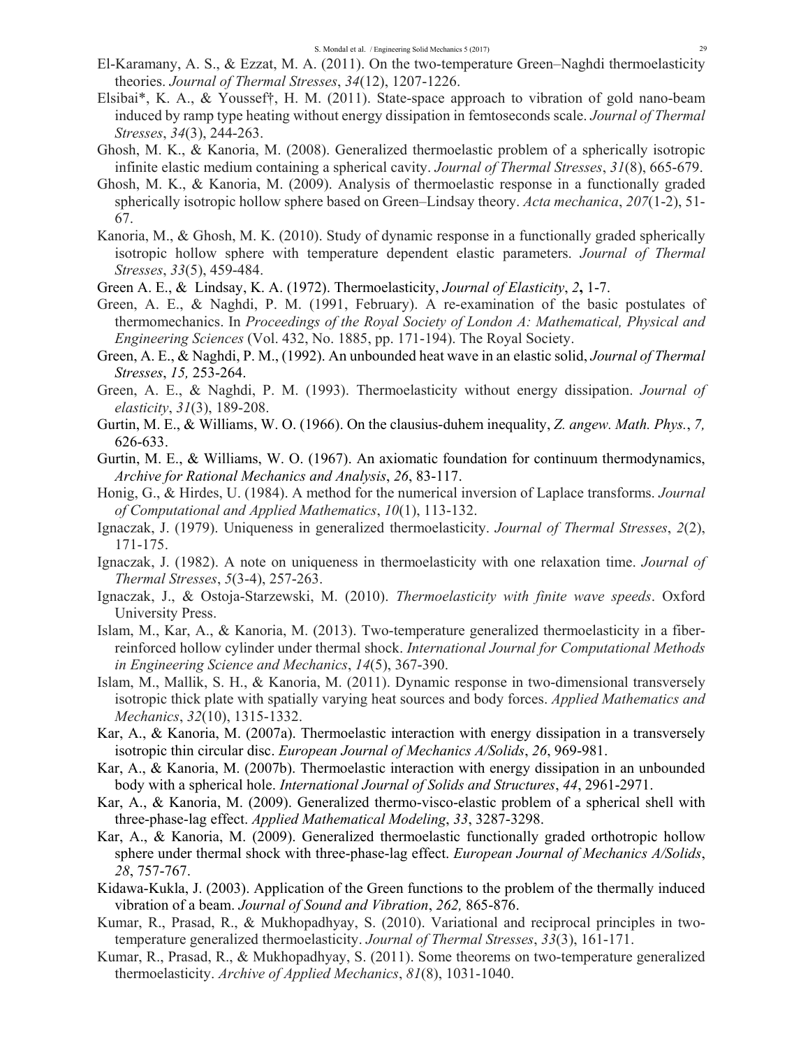El-Karamany, A. S., & Ezzat, M. A. (2011). On the two-temperature Green–Naghdi thermoelasticity theories. *Journal of Thermal Stresses*, *34*(12), 1207-1226.

Elsibai*, K. A., & Youssef†, H. M. (2011). State-space approach to vibration of gold nano-beam induced by ramp type heating without energy dissipation in femtoseconds scale. *Journal of Thermal Stresses*, *34*(3), 244-263.

Ghosh, M. K., & Kanoria, M. (2008). Generalized thermoelastic problem of a spherically isotropic infinite elastic medium containing a spherical cavity. *Journal of Thermal Stresses*, *31*(8), 665-679.

Ghosh, M. K., & Kanoria, M. (2009). Analysis of thermoelastic response in a functionally graded spherically isotropic hollow sphere based on Green–Lindsay theory. *Acta mechanica*, *207*(1-2), 51-67.

Kanoria, M., & Ghosh, M. K. (2010). Study of dynamic response in a functionally graded spherically isotropic hollow sphere with temperature dependent elastic parameters. *Journal of Thermal Stresses*, *33*(5), 459-484.

Green A. E., & Lindsay, K. A. (1972). Thermoelasticity, *Journal of Elasticity*, *2*, 1-7.

Green, A. E., & Naghdi, P. M. (1991, February). A re-examination of the basic postulates of thermomechanics. In *Proceedings of the Royal Society of London A: Mathematical, Physical and Engineering Sciences* (Vol. 432, No. 1885, pp. 171-194). The Royal Society.

Green, A. E., & Naghdi, P. M., (1992). An unbounded heat wave in an elastic solid, *Journal of Thermal Stresses*, *15,* 253-264.

Green, A. E., & Naghdi, P. M. (1993). Thermoelasticity without energy dissipation. *Journal of elasticity*, *31*(3), 189-208.

Gurtin, M. E., & Williams, W. O. (1966). On the clausius-duhem inequality, *Z. angew. Math. Phys.*, *7,* 626-633.

Gurtin, M. E., & Williams, W. O. (1967). An axiomatic foundation for continuum thermodynamics, *Archive for Rational Mechanics and Analysis*, *26*, 83-117.

Honig, G., & Hirdes, U. (1984). A method for the numerical inversion of Laplace transforms. *Journal of Computational and Applied Mathematics*, *10*(1), 113-132.

Ignaczak, J. (1979). Uniqueness in generalized thermoelasticity. *Journal of Thermal Stresses*, *2*(2), 171-175.

Ignaczak, J. (1982). A note on uniqueness in thermoelasticity with one relaxation time. *Journal of Thermal Stresses*, *5*(3-4), 257-263.

Ignaczak, J., & Ostoja-Starzewski, M. (2010). *Thermoelasticity with finite wave speeds*. Oxford University Press.

Islam, M., Kar, A., & Kanoria, M. (2013). Two-temperature generalized thermoelasticity in a fiber-reinforced hollow cylinder under thermal shock. *International Journal for Computational Methods in Engineering Science and Mechanics*, *14*(5), 367-390.

Islam, M., Mallik, S. H., & Kanoria, M. (2011). Dynamic response in two-dimensional transversely isotropic thick plate with spatially varying heat sources and body forces. *Applied Mathematics and Mechanics*, *32*(10), 1315-1332.

Kar, A., & Kanoria, M. (2007a). Thermoelastic interaction with energy dissipation in a transversely isotropic thin circular disc. *European Journal of Mechanics A/Solids*, *26*, 969-981.

Kar, A., & Kanoria, M. (2007b). Thermoelastic interaction with energy dissipation in an unbounded body with a spherical hole. *International Journal of Solids and Structures*, *44*, 2961-2971.

Kar, A., & Kanoria, M. (2009). Generalized thermo-visco-elastic problem of a spherical shell with three-phase-lag effect. *Applied Mathematical Modeling*, *33*, 3287-3298.

Kar, A., & Kanoria, M. (2009). Generalized thermoelastic functionally graded orthotropic hollow sphere under thermal shock with three-phase-lag effect. *European Journal of Mechanics A/Solids*, *28*, 757-767.

Kidawa-Kukla, J. (2003). Application of the Green functions to the problem of the thermally induced vibration of a beam. *Journal of Sound and Vibration*, *262,* 865-876.

Kumar, R., Prasad, R., & Mukhopadhyay, S. (2010). Variational and reciprocal principles in two-temperature generalized thermoelasticity. *Journal of Thermal Stresses*, *33*(3), 161-171.

Kumar, R., Prasad, R., & Mukhopadhyay, S. (2011). Some theorems on two-temperature generalized thermoelasticity. *Archive of Applied Mechanics*, *81*(8), 1031-1040.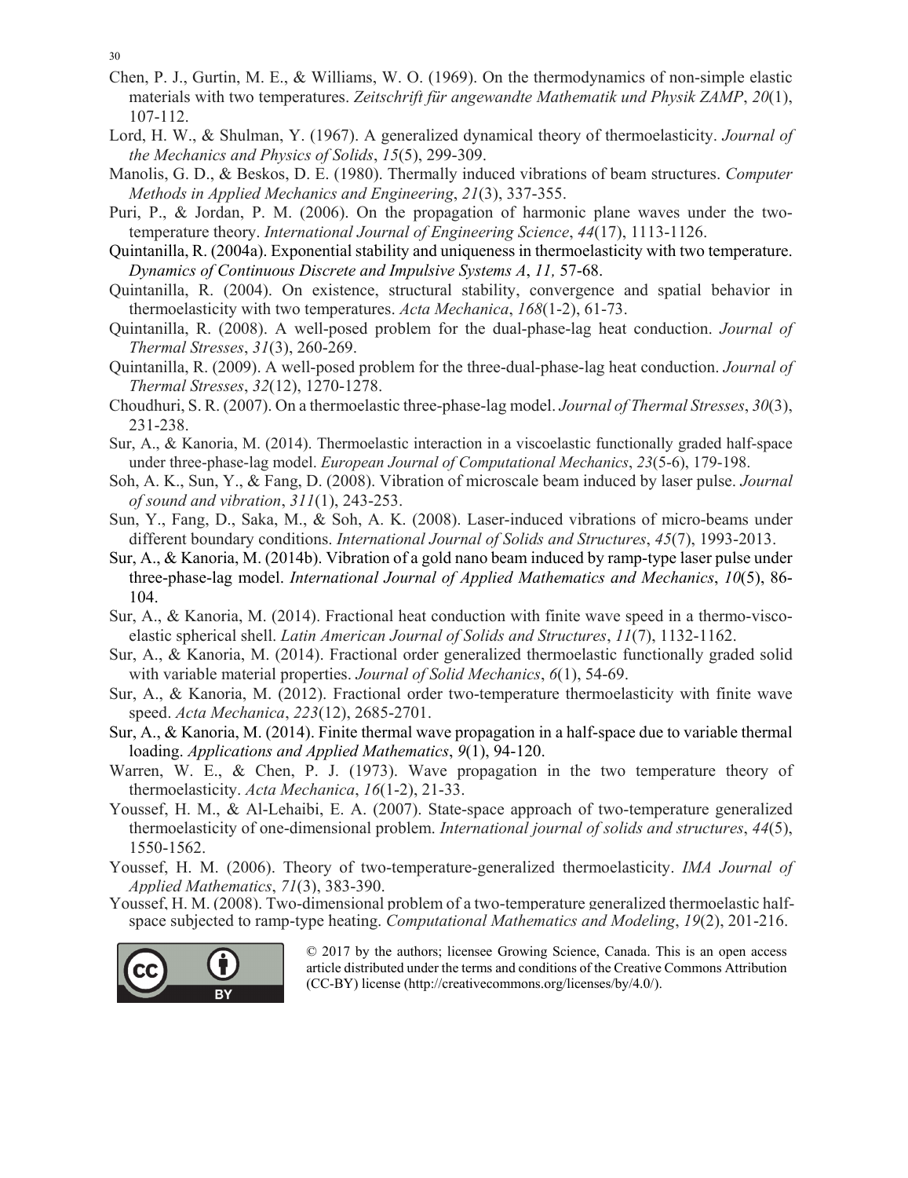Chen, P. J., Gurtin, M. E., & Williams, W. O. (1969). On the thermodynamics of non-simple elastic materials with two temperatures. *Zeitschrift für angewandte Mathematik und Physik ZAMP*, *20*(1), 107-112.

Lord, H. W., & Shulman, Y. (1967). A generalized dynamical theory of thermoelasticity. *Journal of the Mechanics and Physics of Solids*, *15*(5), 299-309.

Manolis, G. D., & Beskos, D. E. (1980). Thermally induced vibrations of beam structures. *Computer Methods in Applied Mechanics and Engineering*, *21*(3), 337-355.

Puri, P., & Jordan, P. M. (2006). On the propagation of harmonic plane waves under the two-temperature theory. *International Journal of Engineering Science*, *44*(17), 1113-1126.

Quintanilla, R. (2004a). Exponential stability and uniqueness in thermoelasticity with two temperature. *Dynamics of Continuous Discrete and Impulsive Systems A*, *11,* 57-68.

Quintanilla, R. (2004). On existence, structural stability, convergence and spatial behavior in thermoelasticity with two temperatures. *Acta Mechanica*, *168*(1-2), 61-73.

Quintanilla, R. (2008). A well-posed problem for the dual-phase-lag heat conduction. *Journal of Thermal Stresses*, *31*(3), 260-269.

Quintanilla, R. (2009). A well-posed problem for the three-dual-phase-lag heat conduction. *Journal of Thermal Stresses*, *32*(12), 1270-1278.

Choudhuri, S. R. (2007). On a thermoelastic three-phase-lag model. *Journal of Thermal Stresses*, *30*(3), 231-238.

Sur, A., & Kanoria, M. (2014). Thermoelastic interaction in a viscoelastic functionally graded half-space under three-phase-lag model. *European Journal of Computational Mechanics*, *23*(5-6), 179-198.

Soh, A. K., Sun, Y., & Fang, D. (2008). Vibration of microscale beam induced by laser pulse. *Journal of sound and vibration*, *311*(1), 243-253.

Sun, Y., Fang, D., Saka, M., & Soh, A. K. (2008). Laser-induced vibrations of micro-beams under different boundary conditions. *International Journal of Solids and Structures*, *45*(7), 1993-2013.

Sur, A., & Kanoria, M. (2014b). Vibration of a gold nano beam induced by ramp-type laser pulse under three-phase-lag model. *International Journal of Applied Mathematics and Mechanics*, *10*(5), 86-104.

Sur, A., & Kanoria, M. (2014). Fractional heat conduction with finite wave speed in a thermo-visco-elastic spherical shell. *Latin American Journal of Solids and Structures*, *11*(7), 1132-1162.

Sur, A., & Kanoria, M. (2014). Fractional order generalized thermoelastic functionally graded solid with variable material properties. *Journal of Solid Mechanics*, *6*(1), 54-69.

Sur, A., & Kanoria, M. (2012). Fractional order two-temperature thermoelasticity with finite wave speed. *Acta Mechanica*, *223*(12), 2685-2701.

Sur, A., & Kanoria, M. (2014). Finite thermal wave propagation in a half-space due to variable thermal loading. *Applications and Applied Mathematics*, *9*(1), 94-120.

Warren, W. E., & Chen, P. J. (1973). Wave propagation in the two temperature theory of thermoelasticity. *Acta Mechanica*, *16*(1-2), 21-33.

Youssef, H. M., & Al-Lehaibi, E. A. (2007). State-space approach of two-temperature generalized thermoelasticity of one-dimensional problem. *International journal of solids and structures*, *44*(5), 1550-1562.

Youssef, H. M. (2006). Theory of two-temperature-generalized thermoelasticity. *IMA Journal of Applied Mathematics*, *71*(3), 383-390.

Youssef, H. M. (2008). Two-dimensional problem of a two-temperature generalized thermoelastic half-space subjected to ramp-type heating. *Computational Mathematics and Modeling*, *19*(2), 201-216.

© 2017 by the authors; licensee Growing Science, Canada. This is an open access article distributed under the terms and conditions of the Creative Commons Attribution (CC-BY) license (http://creativecommons.org/licenses/by/4.0/).